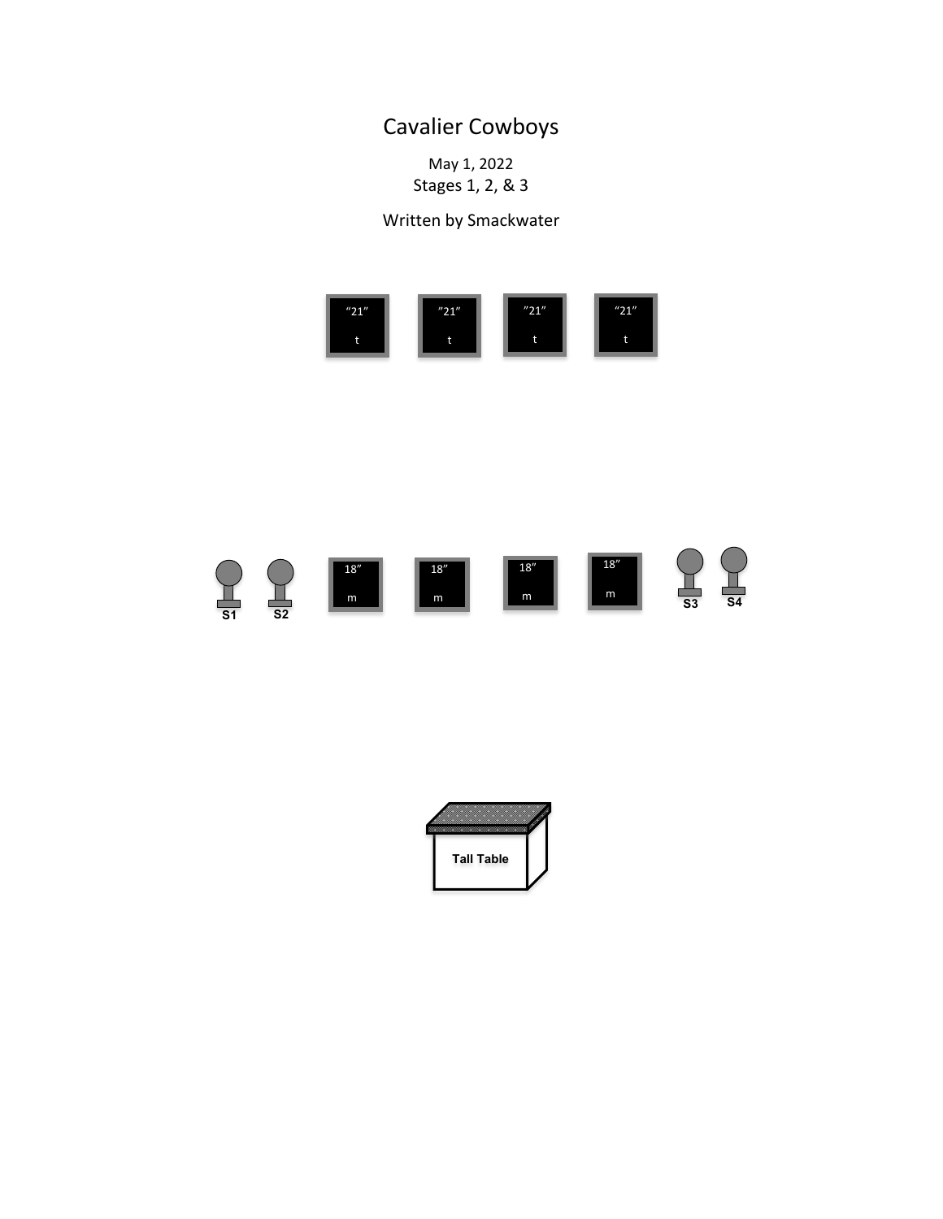# Cavalier Cowboys

May 1, 2022
Stages 1, 2, & 3

Written by Smackwater

"21" t    "21" t    "21" t    "21" t

S1    S2    18" m    18" m    18" m    18" m    S3    S4

Tall Table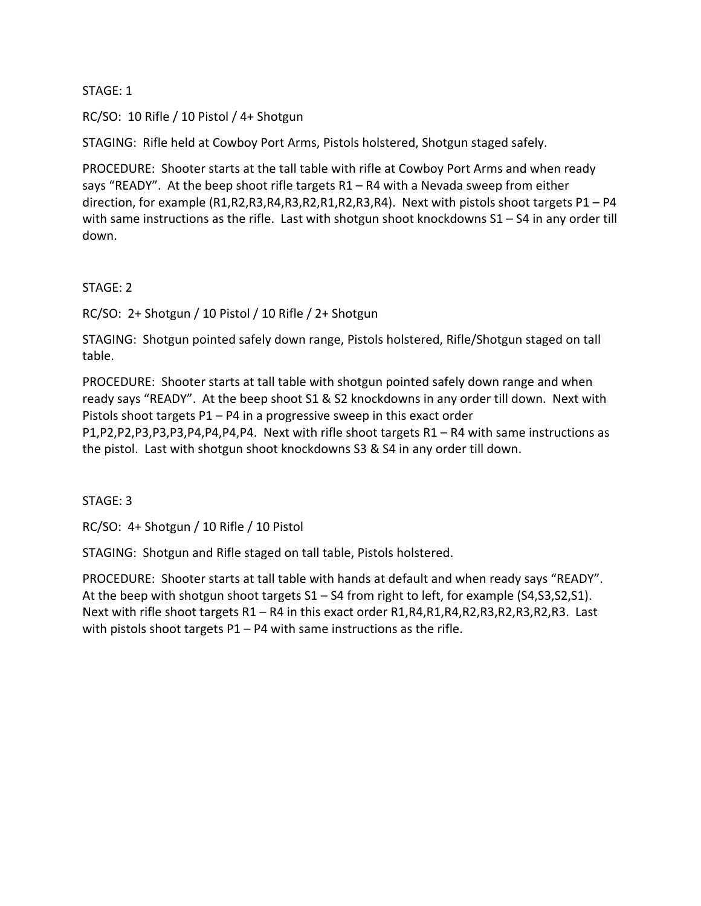STAGE: 1

RC/SO: 10 Rifle / 10 Pistol / 4+ Shotgun

STAGING: Rifle held at Cowboy Port Arms, Pistols holstered, Shotgun staged safely.

PROCEDURE: Shooter starts at the tall table with rifle at Cowboy Port Arms and when ready says “READY”. At the beep shoot rifle targets R1 – R4 with a Nevada sweep from either direction, for example (R1,R2,R3,R4,R3,R2,R1,R2,R3,R4). Next with pistols shoot targets P1 – P4 with same instructions as the rifle. Last with shotgun shoot knockdowns S1 – S4 in any order till down.

STAGE: 2

RC/SO: 2+ Shotgun / 10 Pistol / 10 Rifle / 2+ Shotgun

STAGING: Shotgun pointed safely down range, Pistols holstered, Rifle/Shotgun staged on tall table.

PROCEDURE: Shooter starts at tall table with shotgun pointed safely down range and when ready says “READY”. At the beep shoot S1 & S2 knockdowns in any order till down. Next with Pistols shoot targets P1 – P4 in a progressive sweep in this exact order P1,P2,P2,P3,P3,P3,P4,P4,P4,P4. Next with rifle shoot targets R1 – R4 with same instructions as the pistol. Last with shotgun shoot knockdowns S3 & S4 in any order till down.

STAGE: 3

RC/SO: 4+ Shotgun / 10 Rifle / 10 Pistol

STAGING: Shotgun and Rifle staged on tall table, Pistols holstered.

PROCEDURE: Shooter starts at tall table with hands at default and when ready says “READY”. At the beep with shotgun shoot targets S1 – S4 from right to left, for example (S4,S3,S2,S1). Next with rifle shoot targets R1 – R4 in this exact order R1,R4,R1,R4,R2,R3,R2,R3,R2,R3. Last with pistols shoot targets P1 – P4 with same instructions as the rifle.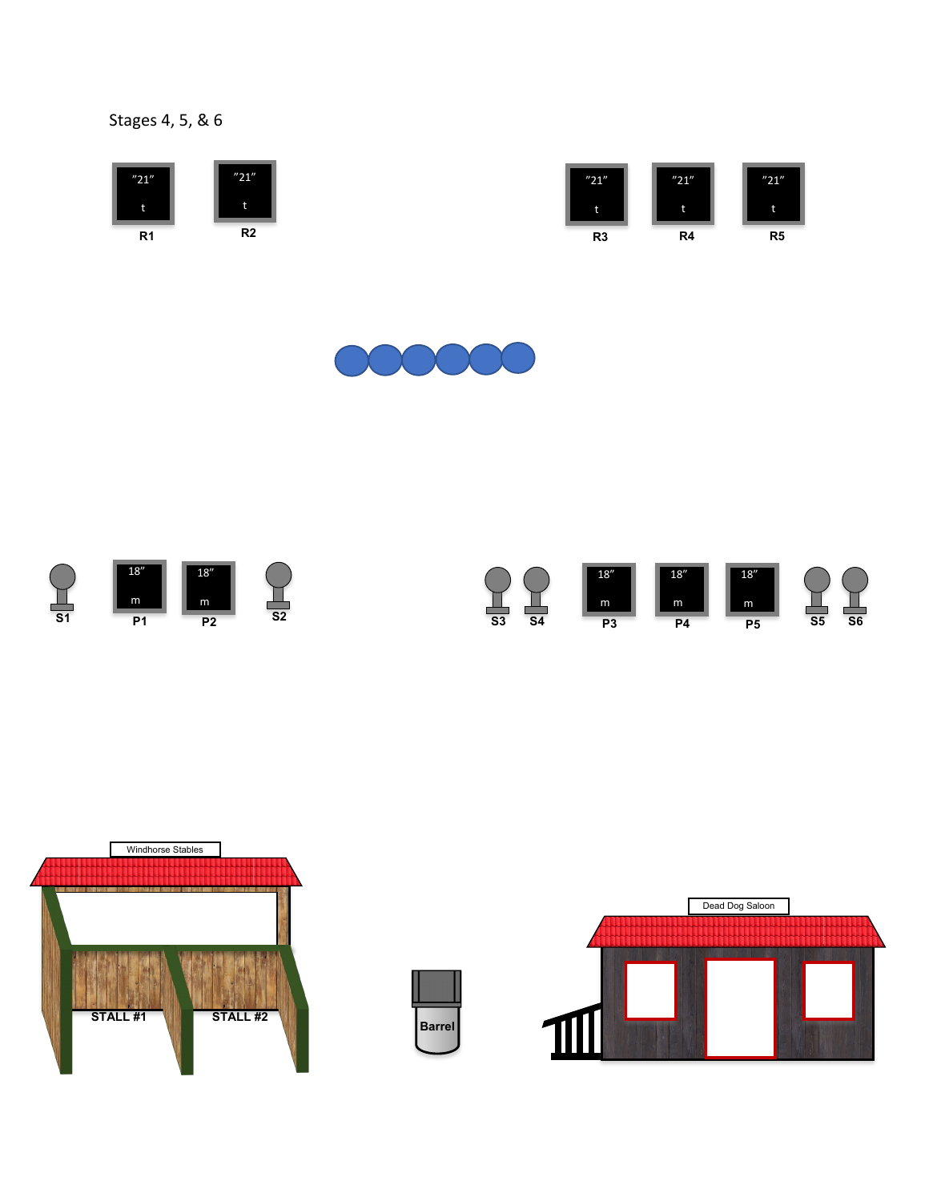Stages 4, 5, & 6

"21" t **R1**

"21" t **R2**

"21" t **R3**

"21" t **R4**

"21" t **R5**

**S1**

18" m **P1**

18" m **P2**

**S2**

**S3**

**S4**

18" m **P3**

18" m **P4**

18" m **P5**

**S5**

**S6**

Windhorse Stables

**STALL #1**

**STALL #2**

**Barrel**

Dead Dog Saloon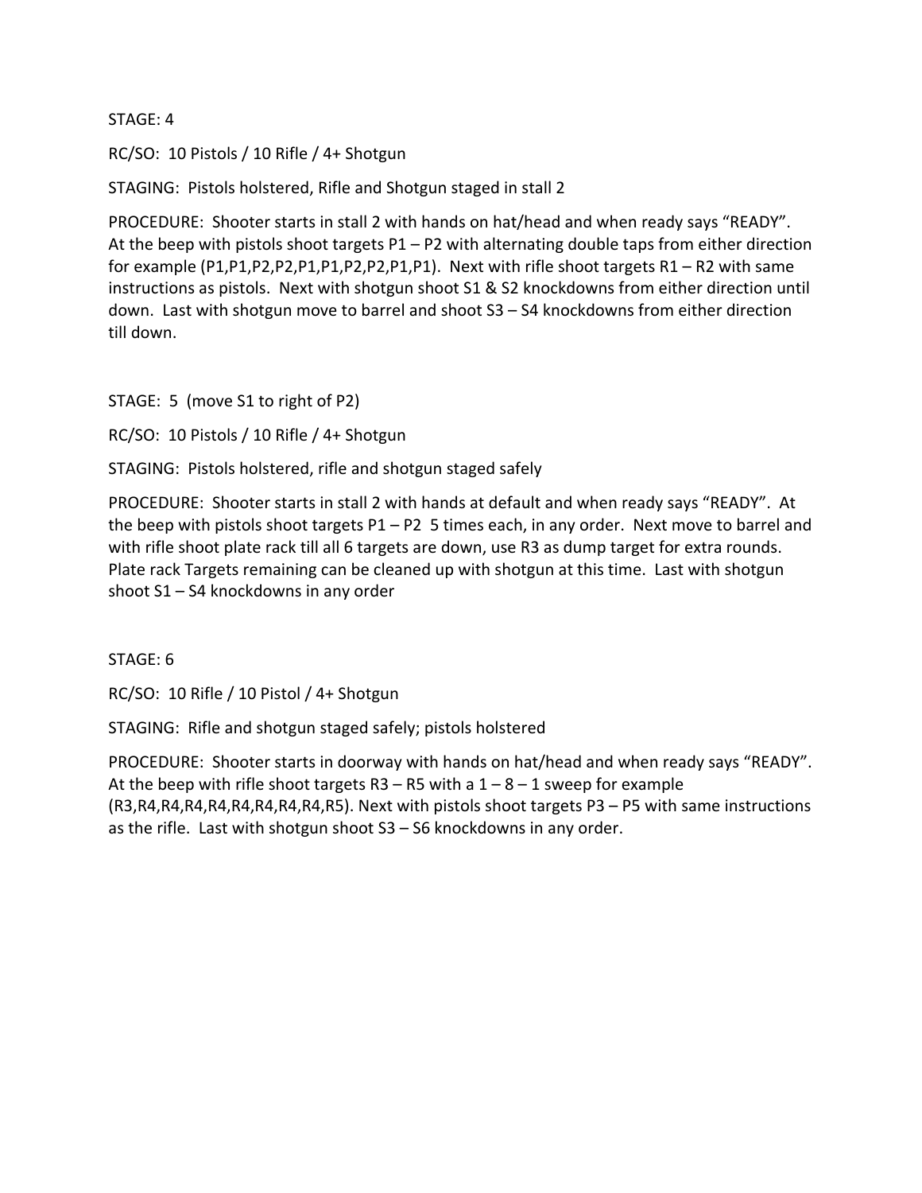STAGE: 4

RC/SO: 10 Pistols / 10 Rifle / 4+ Shotgun

STAGING: Pistols holstered, Rifle and Shotgun staged in stall 2

PROCEDURE: Shooter starts in stall 2 with hands on hat/head and when ready says "READY". At the beep with pistols shoot targets P1 – P2 with alternating double taps from either direction for example (P1,P1,P2,P2,P1,P1,P2,P2,P1,P1). Next with rifle shoot targets R1 – R2 with same instructions as pistols. Next with shotgun shoot S1 & S2 knockdowns from either direction until down. Last with shotgun move to barrel and shoot S3 – S4 knockdowns from either direction till down.

STAGE: 5 (move S1 to right of P2)

RC/SO: 10 Pistols / 10 Rifle / 4+ Shotgun

STAGING: Pistols holstered, rifle and shotgun staged safely

PROCEDURE: Shooter starts in stall 2 with hands at default and when ready says "READY". At the beep with pistols shoot targets P1 – P2 5 times each, in any order. Next move to barrel and with rifle shoot plate rack till all 6 targets are down, use R3 as dump target for extra rounds. Plate rack Targets remaining can be cleaned up with shotgun at this time. Last with shotgun shoot S1 – S4 knockdowns in any order

STAGE: 6

RC/SO: 10 Rifle / 10 Pistol / 4+ Shotgun

STAGING: Rifle and shotgun staged safely; pistols holstered

PROCEDURE: Shooter starts in doorway with hands on hat/head and when ready says "READY". At the beep with rifle shoot targets R3 – R5 with a 1 – 8 – 1 sweep for example (R3,R4,R4,R4,R4,R4,R4,R4,R4,R5). Next with pistols shoot targets P3 – P5 with same instructions as the rifle. Last with shotgun shoot S3 – S6 knockdowns in any order.